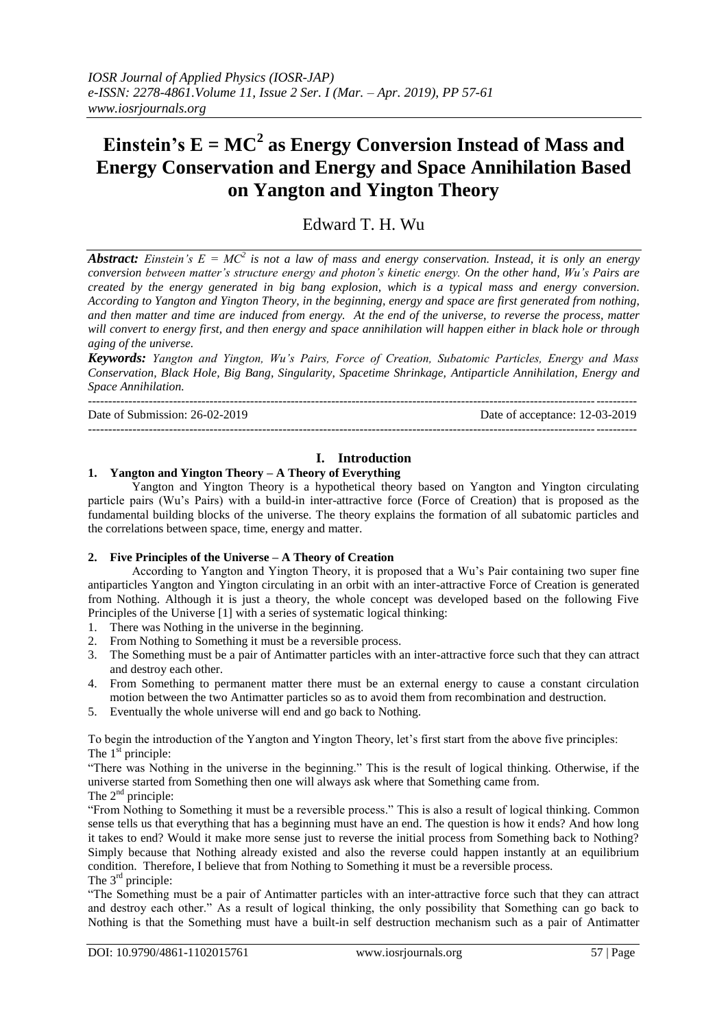# Einstein's $E = MC^2$ as Energy Conversion Instead of Mass and Energy Conservation and Energy and Space Annihilation Based on Yangton and Yington Theory

Edward T. H. Wu

***Abstract:*** *Einstein's $E = MC^2$ is not a law of mass and energy conservation. Instead, it is only an energy conversion between matter's structure energy and photon's kinetic energy. On the other hand, Wu's Pairs are created by the energy generated in big bang explosion, which is a typical mass and energy conversion. According to Yangton and Yington Theory, in the beginning, energy and space are first generated from nothing, and then matter and time are induced from energy. At the end of the universe, to reverse the process, matter will convert to energy first, and then energy and space annihilation will happen either in black hole or through aging of the universe.*

***Keywords:*** *Yangton and Yington, Wu's Pairs, Force of Creation, Subatomic Particles, Energy and Mass Conservation, Black Hole, Big Bang, Singularity, Spacetime Shrinkage, Antiparticle Annihilation, Energy and Space Annihilation.*

---

Date of Submission: 26-02-2019 Date of acceptance: 12-03-2019

---

## I. Introduction

### 1. Yangton and Yington Theory – A Theory of Everything

Yangton and Yington Theory is a hypothetical theory based on Yangton and Yington circulating particle pairs (Wu's Pairs) with a build-in inter-attractive force (Force of Creation) that is proposed as the fundamental building blocks of the universe. The theory explains the formation of all subatomic particles and the correlations between space, time, energy and matter.

### 2. Five Principles of the Universe – A Theory of Creation

According to Yangton and Yington Theory, it is proposed that a Wu's Pair containing two super fine antiparticles Yangton and Yington circulating in an orbit with an inter-attractive Force of Creation is generated from Nothing. Although it is just a theory, the whole concept was developed based on the following Five Principles of the Universe [1] with a series of systematic logical thinking:

1. There was Nothing in the universe in the beginning.
2. From Nothing to Something it must be a reversible process.
3. The Something must be a pair of Antimatter particles with an inter-attractive force such that they can attract and destroy each other.
4. From Something to permanent matter there must be an external energy to cause a constant circulation motion between the two Antimatter particles so as to avoid them from recombination and destruction.
5. Eventually the whole universe will end and go back to Nothing.

To begin the introduction of the Yangton and Yington Theory, let's first start from the above five principles:

The 1st principle:

"There was Nothing in the universe in the beginning." This is the result of logical thinking. Otherwise, if the universe started from Something then one will always ask where that Something came from.

The 2nd principle:

"From Nothing to Something it must be a reversible process." This is also a result of logical thinking. Common sense tells us that everything that has a beginning must have an end. The question is how it ends? And how long it takes to end? Would it make more sense just to reverse the initial process from Something back to Nothing? Simply because that Nothing already existed and also the reverse could happen instantly at an equilibrium condition. Therefore, I believe that from Nothing to Something it must be a reversible process.

The 3rd principle:

"The Something must be a pair of Antimatter particles with an inter-attractive force such that they can attract and destroy each other." As a result of logical thinking, the only possibility that Something can go back to Nothing is that the Something must have a built-in self destruction mechanism such as a pair of Antimatter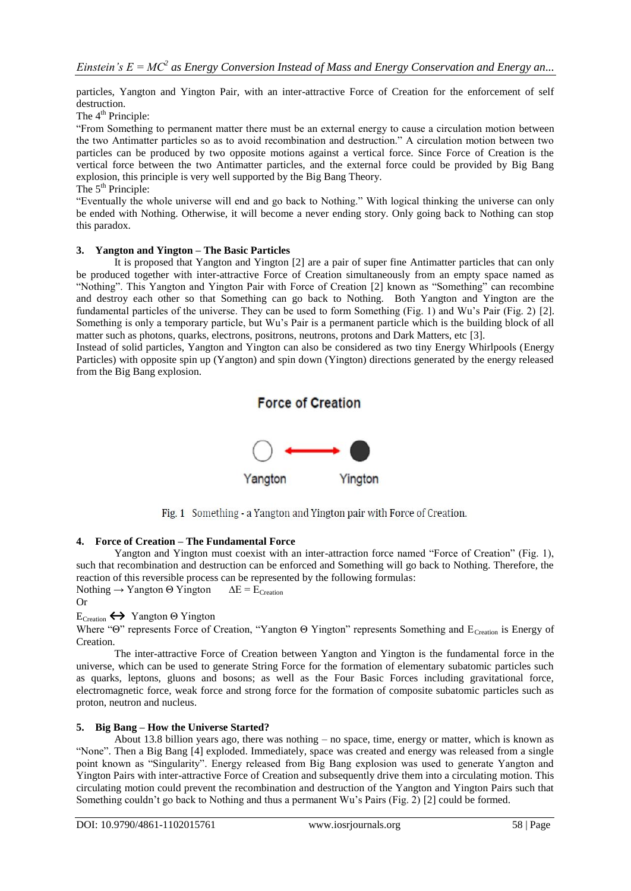particles, Yangton and Yington Pair, with an inter-attractive Force of Creation for the enforcement of self destruction.

The 4th Principle:

"From Something to permanent matter there must be an external energy to cause a circulation motion between the two Antimatter particles so as to avoid recombination and destruction." A circulation motion between two particles can be produced by two opposite motions against a vertical force. Since Force of Creation is the vertical force between the two Antimatter particles, and the external force could be provided by Big Bang explosion, this principle is very well supported by the Big Bang Theory.

The 5th Principle:

"Eventually the whole universe will end and go back to Nothing." With logical thinking the universe can only be ended with Nothing. Otherwise, it will become a never ending story. Only going back to Nothing can stop this paradox.

## 3. Yangton and Yington – The Basic Particles

It is proposed that Yangton and Yington [2] are a pair of super fine Antimatter particles that can only be produced together with inter-attractive Force of Creation simultaneously from an empty space named as "Nothing". This Yangton and Yington Pair with Force of Creation [2] known as "Something" can recombine and destroy each other so that Something can go back to Nothing. Both Yangton and Yington are the fundamental particles of the universe. They can be used to form Something (Fig. 1) and Wu's Pair (Fig. 2) [2]. Something is only a temporary particle, but Wu's Pair is a permanent particle which is the building block of all matter such as photons, quarks, electrons, positrons, neutrons, protons and Dark Matters, etc [3].

Instead of solid particles, Yangton and Yington can also be considered as two tiny Energy Whirlpools (Energy Particles) with opposite spin up (Yangton) and spin down (Yington) directions generated by the energy released from the Big Bang explosion.

Force of Creation

Yangton ⟷ Yington

Fig. 1 Something - a Yangton and Yington pair with Force of Creation.

## 4. Force of Creation – The Fundamental Force

Yangton and Yington must coexist with an inter-attraction force named "Force of Creation" (Fig. 1), such that recombination and destruction can be enforced and Something will go back to Nothing. Therefore, the reaction of this reversible process can be represented by the following formulas:

Nothing → Yangton Θ Yington $\quad \Delta E = E_{Creation}$

Or

$E_{Creation} \leftrightarrow$ Yangton Θ Yington

Where "Θ" represents Force of Creation, "Yangton Θ Yington" represents Something and $E_{Creation}$ is Energy of Creation.

The inter-attractive Force of Creation between Yangton and Yington is the fundamental force in the universe, which can be used to generate String Force for the formation of elementary subatomic particles such as quarks, leptons, gluons and bosons; as well as the Four Basic Forces including gravitational force, electromagnetic force, weak force and strong force for the formation of composite subatomic particles such as proton, neutron and nucleus.

## 5. Big Bang – How the Universe Started?

About 13.8 billion years ago, there was nothing – no space, time, energy or matter, which is known as "None". Then a Big Bang [4] exploded. Immediately, space was created and energy was released from a single point known as "Singularity". Energy released from Big Bang explosion was used to generate Yangton and Yington Pairs with inter-attractive Force of Creation and subsequently drive them into a circulating motion. This circulating motion could prevent the recombination and destruction of the Yangton and Yington Pairs such that Something couldn't go back to Nothing and thus a permanent Wu's Pairs (Fig. 2) [2] could be formed.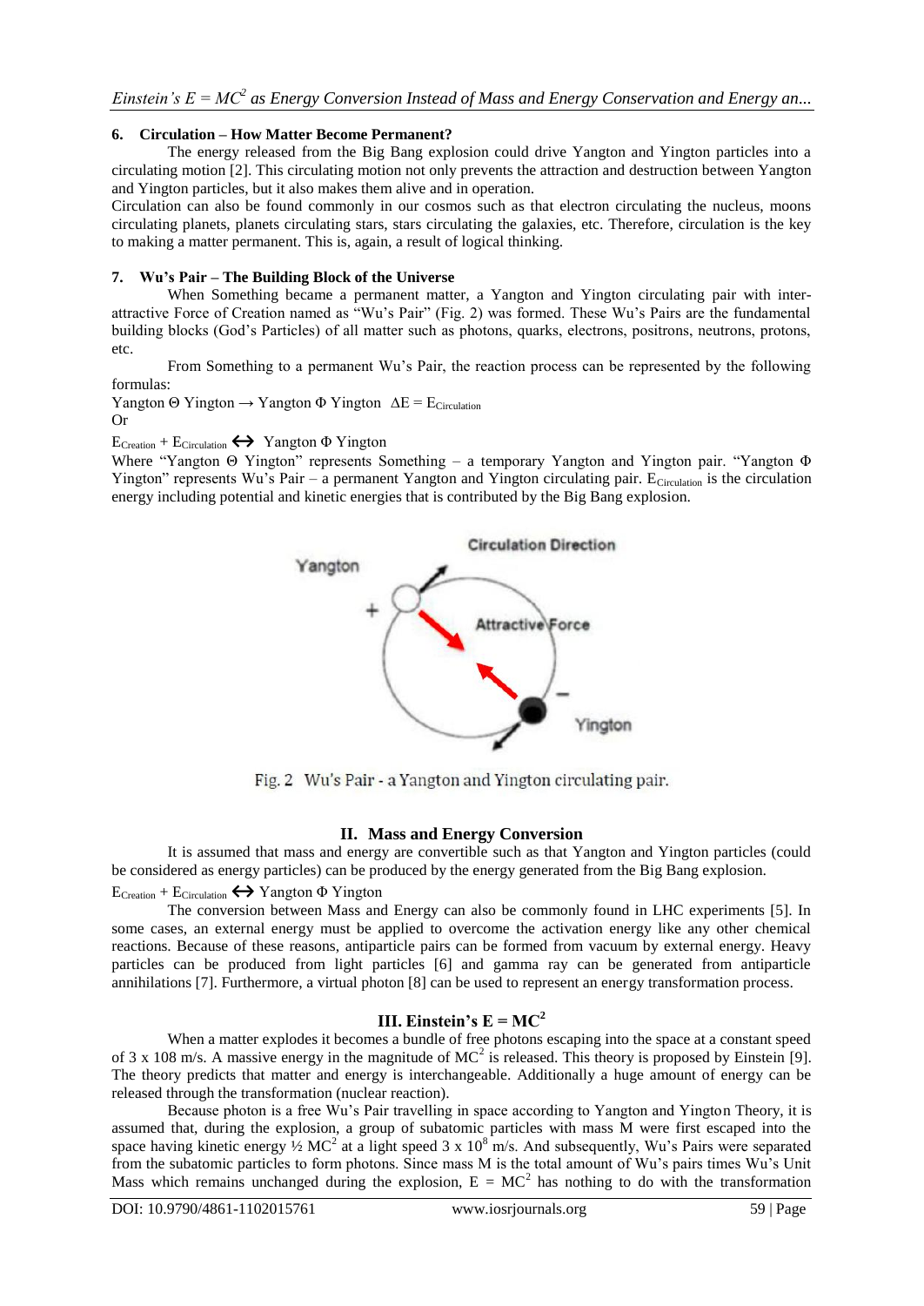### 6. Circulation – How Matter Become Permanent?

The energy released from the Big Bang explosion could drive Yangton and Yington particles into a circulating motion [2]. This circulating motion not only prevents the attraction and destruction between Yangton and Yington particles, but it also makes them alive and in operation.

Circulation can also be found commonly in our cosmos such as that electron circulating the nucleus, moons circulating planets, planets circulating stars, stars circulating the galaxies, etc. Therefore, circulation is the key to making a matter permanent. This is, again, a result of logical thinking.

### 7. Wu's Pair – The Building Block of the Universe

When Something became a permanent matter, a Yangton and Yington circulating pair with inter-attractive Force of Creation named as "Wu's Pair" (Fig. 2) was formed. These Wu's Pairs are the fundamental building blocks (God's Particles) of all matter such as photons, quarks, electrons, positrons, neutrons, protons, etc.

From Something to a permanent Wu's Pair, the reaction process can be represented by the following formulas:

Yangton Θ Yington → Yangton Φ Yington $\Delta E = E_{Circulation}$

Or

$E_{Creation} + E_{Circulation} \leftrightarrow$ Yangton Φ Yington

Where "Yangton Θ Yington" represents Something – a temporary Yangton and Yington pair. "Yangton Φ Yington" represents Wu's Pair – a permanent Yangton and Yington circulating pair. $E_{Circulation}$ is the circulation energy including potential and kinetic energies that is contributed by the Big Bang explosion.

Fig. 2 Wu's Pair - a Yangton and Yington circulating pair.

## II. Mass and Energy Conversion

It is assumed that mass and energy are convertible such as that Yangton and Yington particles (could be considered as energy particles) can be produced by the energy generated from the Big Bang explosion.

$E_{Creation} + E_{Circulation} \leftrightarrow$ Yangton Φ Yington

The conversion between Mass and Energy can also be commonly found in LHC experiments [5]. In some cases, an external energy must be applied to overcome the activation energy like any other chemical reactions. Because of these reasons, antiparticle pairs can be formed from vacuum by external energy. Heavy particles can be produced from light particles [6] and gamma ray can be generated from antiparticle annihilations [7]. Furthermore, a virtual photon [8] can be used to represent an energy transformation process.

## III. Einstein's $E = MC^2$

When a matter explodes it becomes a bundle of free photons escaping into the space at a constant speed of 3 x 108 m/s. A massive energy in the magnitude of $MC^2$ is released. This theory is proposed by Einstein [9]. The theory predicts that matter and energy is interchangeable. Additionally a huge amount of energy can be released through the transformation (nuclear reaction).

Because photon is a free Wu's Pair travelling in space according to Yangton and Yington Theory, it is assumed that, during the explosion, a group of subatomic particles with mass M were first escaped into the space having kinetic energy ½ $MC^2$ at a light speed 3 x $10^8$ m/s. And subsequently, Wu's Pairs were separated from the subatomic particles to form photons. Since mass M is the total amount of Wu's pairs times Wu's Unit Mass which remains unchanged during the explosion, $E = MC^2$ has nothing to do with the transformation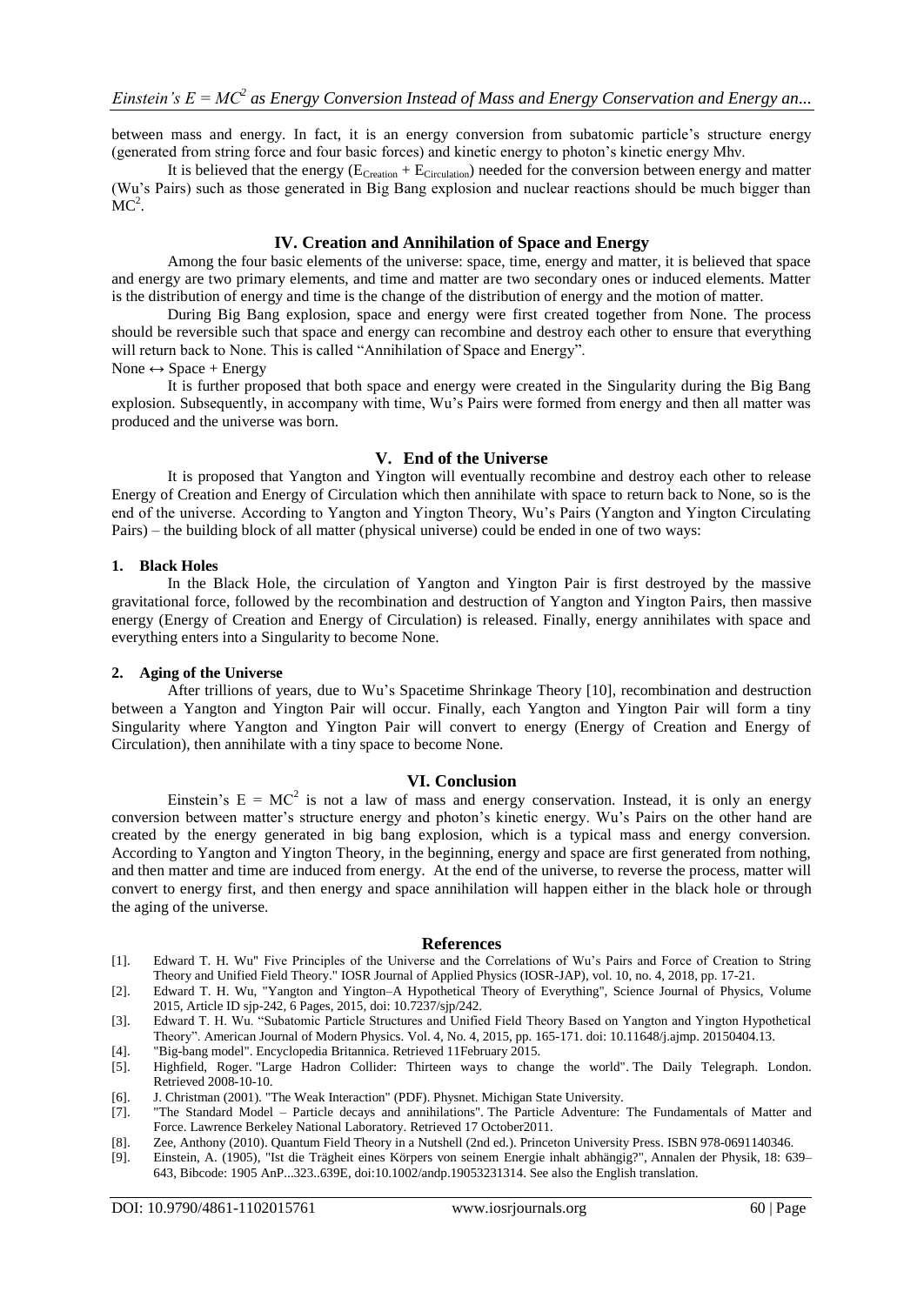between mass and energy. In fact, it is an energy conversion from subatomic particle's structure energy (generated from string force and four basic forces) and kinetic energy to photon's kinetic energy Mhv.

It is believed that the energy ($E_{Creation} + E_{Circulation}$) needed for the conversion between energy and matter (Wu's Pairs) such as those generated in Big Bang explosion and nuclear reactions should be much bigger than $MC^2$.

## IV. Creation and Annihilation of Space and Energy

Among the four basic elements of the universe: space, time, energy and matter, it is believed that space and energy are two primary elements, and time and matter are two secondary ones or induced elements. Matter is the distribution of energy and time is the change of the distribution of energy and the motion of matter.

During Big Bang explosion, space and energy were first created together from None. The process should be reversible such that space and energy can recombine and destroy each other to ensure that everything will return back to None. This is called "Annihilation of Space and Energy".

None $\leftrightarrow$ Space + Energy

It is further proposed that both space and energy were created in the Singularity during the Big Bang explosion. Subsequently, in accompany with time, Wu's Pairs were formed from energy and then all matter was produced and the universe was born.

## V. End of the Universe

It is proposed that Yangton and Yington will eventually recombine and destroy each other to release Energy of Creation and Energy of Circulation which then annihilate with space to return back to None, so is the end of the universe. According to Yangton and Yington Theory, Wu's Pairs (Yangton and Yington Circulating Pairs) – the building block of all matter (physical universe) could be ended in one of two ways:

### 1. Black Holes

In the Black Hole, the circulation of Yangton and Yington Pair is first destroyed by the massive gravitational force, followed by the recombination and destruction of Yangton and Yington Pairs, then massive energy (Energy of Creation and Energy of Circulation) is released. Finally, energy annihilates with space and everything enters into a Singularity to become None.

### 2. Aging of the Universe

After trillions of years, due to Wu's Spacetime Shrinkage Theory [10], recombination and destruction between a Yangton and Yington Pair will occur. Finally, each Yangton and Yington Pair will form a tiny Singularity where Yangton and Yington Pair will convert to energy (Energy of Creation and Energy of Circulation), then annihilate with a tiny space to become None.

## VI. Conclusion

Einstein's $E = MC^2$ is not a law of mass and energy conservation. Instead, it is only an energy conversion between matter's structure energy and photon's kinetic energy. Wu's Pairs on the other hand are created by the energy generated in big bang explosion, which is a typical mass and energy conversion. According to Yangton and Yington Theory, in the beginning, energy and space are first generated from nothing, and then matter and time are induced from energy. At the end of the universe, to reverse the process, matter will convert to energy first, and then energy and space annihilation will happen either in the black hole or through the aging of the universe.

## References

[1]. Edward T. H. Wu" Five Principles of the Universe and the Correlations of Wu's Pairs and Force of Creation to String Theory and Unified Field Theory." IOSR Journal of Applied Physics (IOSR-JAP), vol. 10, no. 4, 2018, pp. 17-21.

[2]. Edward T. H. Wu, "Yangton and Yington–A Hypothetical Theory of Everything", Science Journal of Physics, Volume 2015, Article ID sjp-242, 6 Pages, 2015, doi: 10.7237/sjp/242.

[3]. Edward T. H. Wu. "Subatomic Particle Structures and Unified Field Theory Based on Yangton and Yington Hypothetical Theory". American Journal of Modern Physics. Vol. 4, No. 4, 2015, pp. 165-171. doi: 10.11648/j.ajmp. 20150404.13.

[4]. "Big-bang model". Encyclopedia Britannica. Retrieved 11February 2015.

[5]. Highfield, Roger. "Large Hadron Collider: Thirteen ways to change the world". The Daily Telegraph. London. Retrieved 2008-10-10.

[6]. J. Christman (2001). "The Weak Interaction" (PDF). Physnet. Michigan State University.

[7]. "The Standard Model – Particle decays and annihilations". The Particle Adventure: The Fundamentals of Matter and Force. Lawrence Berkeley National Laboratory. Retrieved 17 October2011.

[8]. Zee, Anthony (2010). Quantum Field Theory in a Nutshell (2nd ed.). Princeton University Press. ISBN 978-0691140346.

[9]. Einstein, A. (1905), "Ist die Trägheit eines Körpers von seinem Energie inhalt abhängig?", Annalen der Physik, 18: 639–643, Bibcode: 1905 AnP...323..639E, doi:10.1002/andp.19053231314. See also the English translation.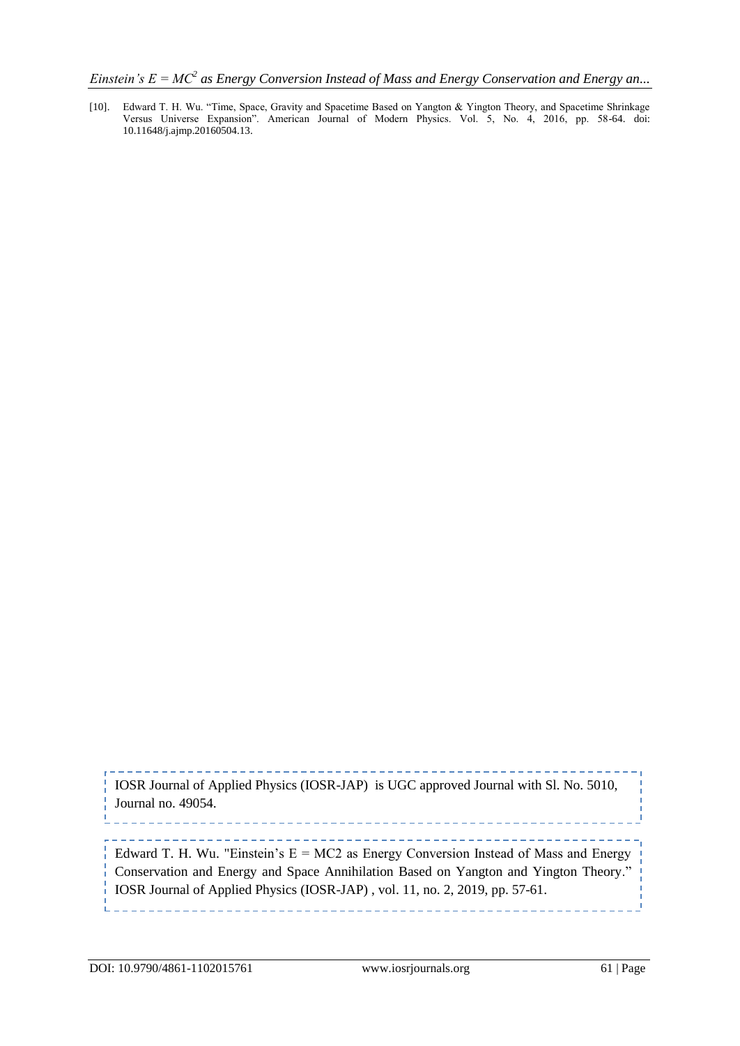[10]. Edward T. H. Wu. "Time, Space, Gravity and Spacetime Based on Yangton & Yington Theory, and Spacetime Shrinkage Versus Universe Expansion". American Journal of Modern Physics. Vol. 5, No. 4, 2016, pp. 58-64. doi: 10.11648/j.ajmp.20160504.13.

IOSR Journal of Applied Physics (IOSR-JAP) is UGC approved Journal with Sl. No. 5010, Journal no. 49054.

Edward T. H. Wu. "Einstein's E = MC2 as Energy Conversion Instead of Mass and Energy Conservation and Energy and Space Annihilation Based on Yangton and Yington Theory." IOSR Journal of Applied Physics (IOSR-JAP) , vol. 11, no. 2, 2019, pp. 57-61.